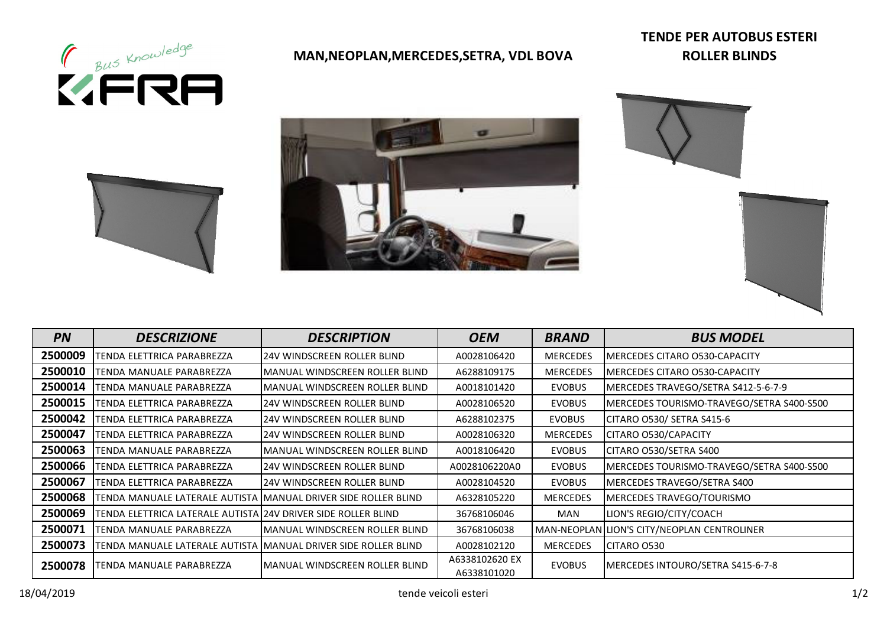# TENDE PER AUTOBUS ESTERI
## ROLLER BLINDS

### MAN,NEOPLAN,MERCEDES,SETRA, VDL BOVA

| PN | DESCRIZIONE | DESCRIPTION | OEM | BRAND | BUS MODEL |
|---|---|---|---|---|---|
| 2500009 | TENDA ELETTRICA PARABREZZA | 24V WINDSCREEN ROLLER BLIND | A0028106420 | MERCEDES | MERCEDES CITARO O530-CAPACITY |
| 2500010 | TENDA MANUALE PARABREZZA | MANUAL WINDSCREEN ROLLER BLIND | A6288109175 | MERCEDES | MERCEDES CITARO O530-CAPACITY |
| 2500014 | TENDA MANUALE PARABREZZA | MANUAL WINDSCREEN ROLLER BLIND | A0018101420 | EVOBUS | MERCEDES TRAVEGO/SETRA S412-5-6-7-9 |
| 2500015 | TENDA ELETTRICA PARABREZZA | 24V WINDSCREEN ROLLER BLIND | A0028106520 | EVOBUS | MERCEDES TOURISMO-TRAVEGO/SETRA S400-S500 |
| 2500042 | TENDA ELETTRICA PARABREZZA | 24V WINDSCREEN ROLLER BLIND | A6288102375 | EVOBUS | CITARO O530/ SETRA S415-6 |
| 2500047 | TENDA ELETTRICA PARABREZZA | 24V WINDSCREEN ROLLER BLIND | A0028106320 | MERCEDES | CITARO O530/CAPACITY |
| 2500063 | TENDA MANUALE PARABREZZA | MANUAL WINDSCREEN ROLLER BLIND | A0018106420 | EVOBUS | CITARO O530/SETRA S400 |
| 2500066 | TENDA ELETTRICA PARABREZZA | 24V WINDSCREEN ROLLER BLIND | A0028106220A0 | EVOBUS | MERCEDES TOURISMO-TRAVEGO/SETRA S400-S500 |
| 2500067 | TENDA ELETTRICA PARABREZZA | 24V WINDSCREEN ROLLER BLIND | A0028104520 | EVOBUS | MERCEDES TRAVEGO/SETRA S400 |
| 2500068 | TENDA MANUALE LATERALE AUTISTA | MANUAL DRIVER SIDE ROLLER BLIND | A6328105220 | MERCEDES | MERCEDES TRAVEGO/TOURISMO |
| 2500069 | TENDA ELETTRICA LATERALE AUTISTA | 24V DRIVER SIDE ROLLER BLIND | 36768106046 | MAN | LION'S REGIO/CITY/COACH |
| 2500071 | TENDA MANUALE PARABREZZA | MANUAL WINDSCREEN ROLLER BLIND | 36768106038 | MAN-NEOPLAN | LION'S CITY/NEOPLAN CENTROLINER |
| 2500073 | TENDA MANUALE LATERALE AUTISTA | MANUAL DRIVER SIDE ROLLER BLIND | A0028102120 | MERCEDES | CITARO O530 |
| 2500078 | TENDA MANUALE PARABREZZA | MANUAL WINDSCREEN ROLLER BLIND | A6338102620 EX A6338101020 | EVOBUS | MERCEDES INTOURO/SETRA S415-6-7-8 |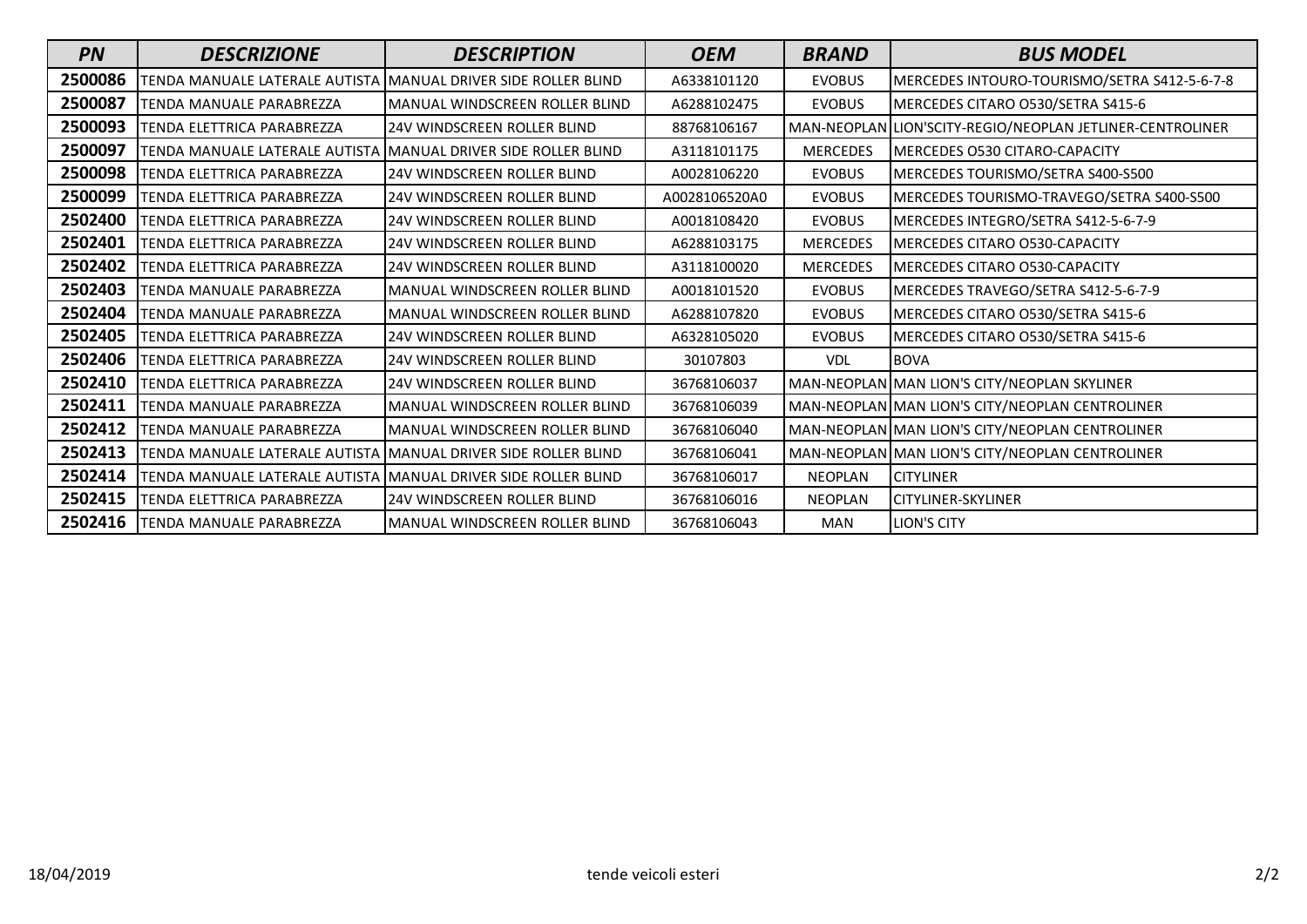| PN | DESCRIZIONE | DESCRIPTION | OEM | BRAND | BUS MODEL |
|---|---|---|---|---|---|
| 2500086 | TENDA MANUALE LATERALE AUTISTA | MANUAL DRIVER SIDE ROLLER BLIND | A6338101120 | EVOBUS | MERCEDES INTOURO-TOURISMO/SETRA S412-5-6-7-8 |
| 2500087 | TENDA MANUALE PARABREZZA | MANUAL WINDSCREEN ROLLER BLIND | A6288102475 | EVOBUS | MERCEDES CITARO O530/SETRA S415-6 |
| 2500093 | TENDA ELETTRICA PARABREZZA | 24V WINDSCREEN ROLLER BLIND | 88768106167 | MAN-NEOPLAN | LION'SCITY-REGIO/NEOPLAN JETLINER-CENTROLINER |
| 2500097 | TENDA MANUALE LATERALE AUTISTA | MANUAL DRIVER SIDE ROLLER BLIND | A3118101175 | MERCEDES | MERCEDES O530 CITARO-CAPACITY |
| 2500098 | TENDA ELETTRICA PARABREZZA | 24V WINDSCREEN ROLLER BLIND | A0028106220 | EVOBUS | MERCEDES TOURISMO/SETRA S400-S500 |
| 2500099 | TENDA ELETTRICA PARABREZZA | 24V WINDSCREEN ROLLER BLIND | A0028106520A0 | EVOBUS | MERCEDES TOURISMO-TRAVEGO/SETRA S400-S500 |
| 2502400 | TENDA ELETTRICA PARABREZZA | 24V WINDSCREEN ROLLER BLIND | A0018108420 | EVOBUS | MERCEDES INTEGRO/SETRA S412-5-6-7-9 |
| 2502401 | TENDA ELETTRICA PARABREZZA | 24V WINDSCREEN ROLLER BLIND | A6288103175 | MERCEDES | MERCEDES CITARO O530-CAPACITY |
| 2502402 | TENDA ELETTRICA PARABREZZA | 24V WINDSCREEN ROLLER BLIND | A3118100020 | MERCEDES | MERCEDES CITARO O530-CAPACITY |
| 2502403 | TENDA MANUALE PARABREZZA | MANUAL WINDSCREEN ROLLER BLIND | A0018101520 | EVOBUS | MERCEDES TRAVEGO/SETRA S412-5-6-7-9 |
| 2502404 | TENDA MANUALE PARABREZZA | MANUAL WINDSCREEN ROLLER BLIND | A6288107820 | EVOBUS | MERCEDES CITARO O530/SETRA S415-6 |
| 2502405 | TENDA ELETTRICA PARABREZZA | 24V WINDSCREEN ROLLER BLIND | A6328105020 | EVOBUS | MERCEDES CITARO O530/SETRA S415-6 |
| 2502406 | TENDA ELETTRICA PARABREZZA | 24V WINDSCREEN ROLLER BLIND | 30107803 | VDL | BOVA |
| 2502410 | TENDA ELETTRICA PARABREZZA | 24V WINDSCREEN ROLLER BLIND | 36768106037 | MAN-NEOPLAN | MAN LION'S CITY/NEOPLAN SKYLINER |
| 2502411 | TENDA MANUALE PARABREZZA | MANUAL WINDSCREEN ROLLER BLIND | 36768106039 | MAN-NEOPLAN | MAN LION'S CITY/NEOPLAN CENTROLINER |
| 2502412 | TENDA MANUALE PARABREZZA | MANUAL WINDSCREEN ROLLER BLIND | 36768106040 | MAN-NEOPLAN | MAN LION'S CITY/NEOPLAN CENTROLINER |
| 2502413 | TENDA MANUALE LATERALE AUTISTA | MANUAL DRIVER SIDE ROLLER BLIND | 36768106041 | MAN-NEOPLAN | MAN LION'S CITY/NEOPLAN CENTROLINER |
| 2502414 | TENDA MANUALE LATERALE AUTISTA | MANUAL DRIVER SIDE ROLLER BLIND | 36768106017 | NEOPLAN | CITYLINER |
| 2502415 | TENDA ELETTRICA PARABREZZA | 24V WINDSCREEN ROLLER BLIND | 36768106016 | NEOPLAN | CITYLINER-SKYLINER |
| 2502416 | TENDA MANUALE PARABREZZA | MANUAL WINDSCREEN ROLLER BLIND | 36768106043 | MAN | LION'S CITY |